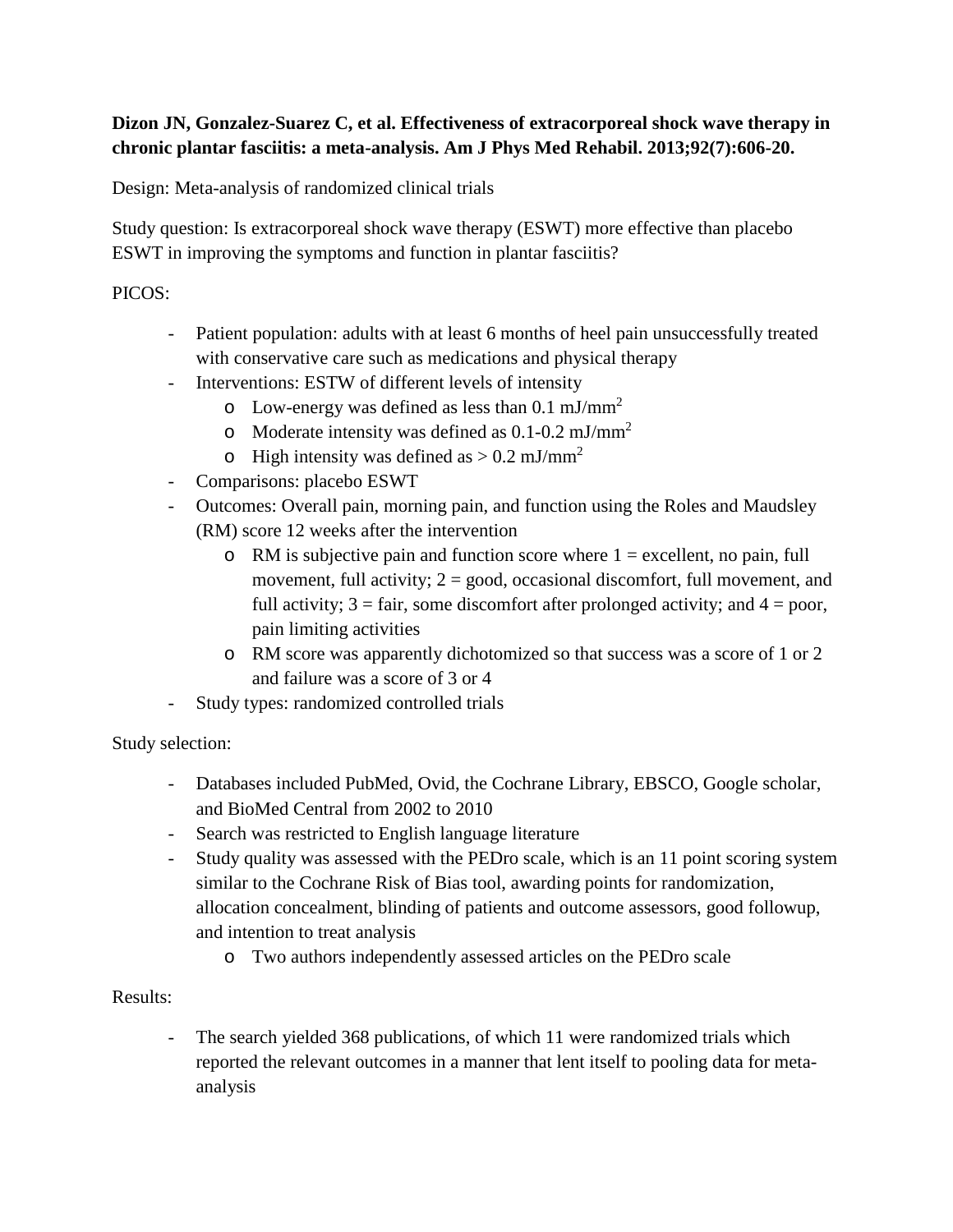**Dizon JN, Gonzalez-Suarez C, et al. Effectiveness of extracorporeal shock wave therapy in chronic plantar fasciitis: a meta-analysis. Am J Phys Med Rehabil. 2013;92(7):606-20.**

Design: Meta-analysis of randomized clinical trials

Study question: Is extracorporeal shock wave therapy (ESWT) more effective than placebo ESWT in improving the symptoms and function in plantar fasciitis?

PICOS:

- Patient population: adults with at least 6 months of heel pain unsuccessfully treated with conservative care such as medications and physical therapy
- Interventions: ESTW of different levels of intensity
    - Low-energy was defined as less than 0.1 $mJ/mm^2$
    - Moderate intensity was defined as 0.1-0.2 $mJ/mm^2$
    - High intensity was defined as > 0.2 $mJ/mm^2$
- Comparisons: placebo ESWT
- Outcomes: Overall pain, morning pain, and function using the Roles and Maudsley (RM) score 12 weeks after the intervention
    - RM is subjective pain and function score where 1 = excellent, no pain, full movement, full activity; 2 = good, occasional discomfort, full movement, and full activity; 3 = fair, some discomfort after prolonged activity; and 4 = poor, pain limiting activities
    - RM score was apparently dichotomized so that success was a score of 1 or 2 and failure was a score of 3 or 4
- Study types: randomized controlled trials

Study selection:

- Databases included PubMed, Ovid, the Cochrane Library, EBSCO, Google scholar, and BioMed Central from 2002 to 2010
- Search was restricted to English language literature
- Study quality was assessed with the PEDro scale, which is an 11 point scoring system similar to the Cochrane Risk of Bias tool, awarding points for randomization, allocation concealment, blinding of patients and outcome assessors, good followup, and intention to treat analysis
    - Two authors independently assessed articles on the PEDro scale

Results:

- The search yielded 368 publications, of which 11 were randomized trials which reported the relevant outcomes in a manner that lent itself to pooling data for meta-analysis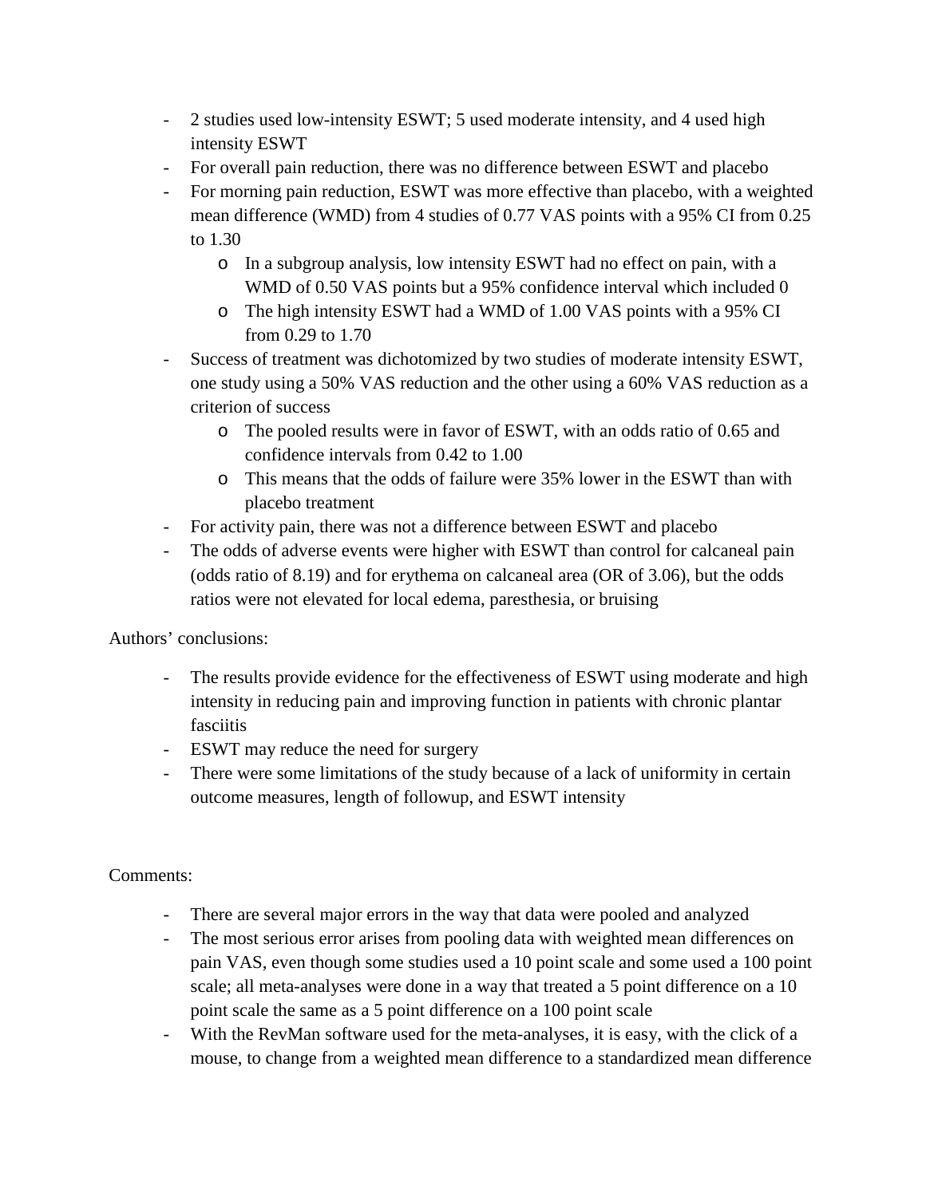- 2 studies used low-intensity ESWT; 5 used moderate intensity, and 4 used high intensity ESWT
- For overall pain reduction, there was no difference between ESWT and placebo
- For morning pain reduction, ESWT was more effective than placebo, with a weighted mean difference (WMD) from 4 studies of 0.77 VAS points with a 95% CI from 0.25 to 1.30
    - In a subgroup analysis, low intensity ESWT had no effect on pain, with a WMD of 0.50 VAS points but a 95% confidence interval which included 0
    - The high intensity ESWT had a WMD of 1.00 VAS points with a 95% CI from 0.29 to 1.70
- Success of treatment was dichotomized by two studies of moderate intensity ESWT, one study using a 50% VAS reduction and the other using a 60% VAS reduction as a criterion of success
    - The pooled results were in favor of ESWT, with an odds ratio of 0.65 and confidence intervals from 0.42 to 1.00
    - This means that the odds of failure were 35% lower in the ESWT than with placebo treatment
- For activity pain, there was not a difference between ESWT and placebo
- The odds of adverse events were higher with ESWT than control for calcaneal pain (odds ratio of 8.19) and for erythema on calcaneal area (OR of 3.06), but the odds ratios were not elevated for local edema, paresthesia, or bruising

Authors' conclusions:

- The results provide evidence for the effectiveness of ESWT using moderate and high intensity in reducing pain and improving function in patients with chronic plantar fasciitis
- ESWT may reduce the need for surgery
- There were some limitations of the study because of a lack of uniformity in certain outcome measures, length of followup, and ESWT intensity

Comments:

- There are several major errors in the way that data were pooled and analyzed
- The most serious error arises from pooling data with weighted mean differences on pain VAS, even though some studies used a 10 point scale and some used a 100 point scale; all meta-analyses were done in a way that treated a 5 point difference on a 10 point scale the same as a 5 point difference on a 100 point scale
- With the RevMan software used for the meta-analyses, it is easy, with the click of a mouse, to change from a weighted mean difference to a standardized mean difference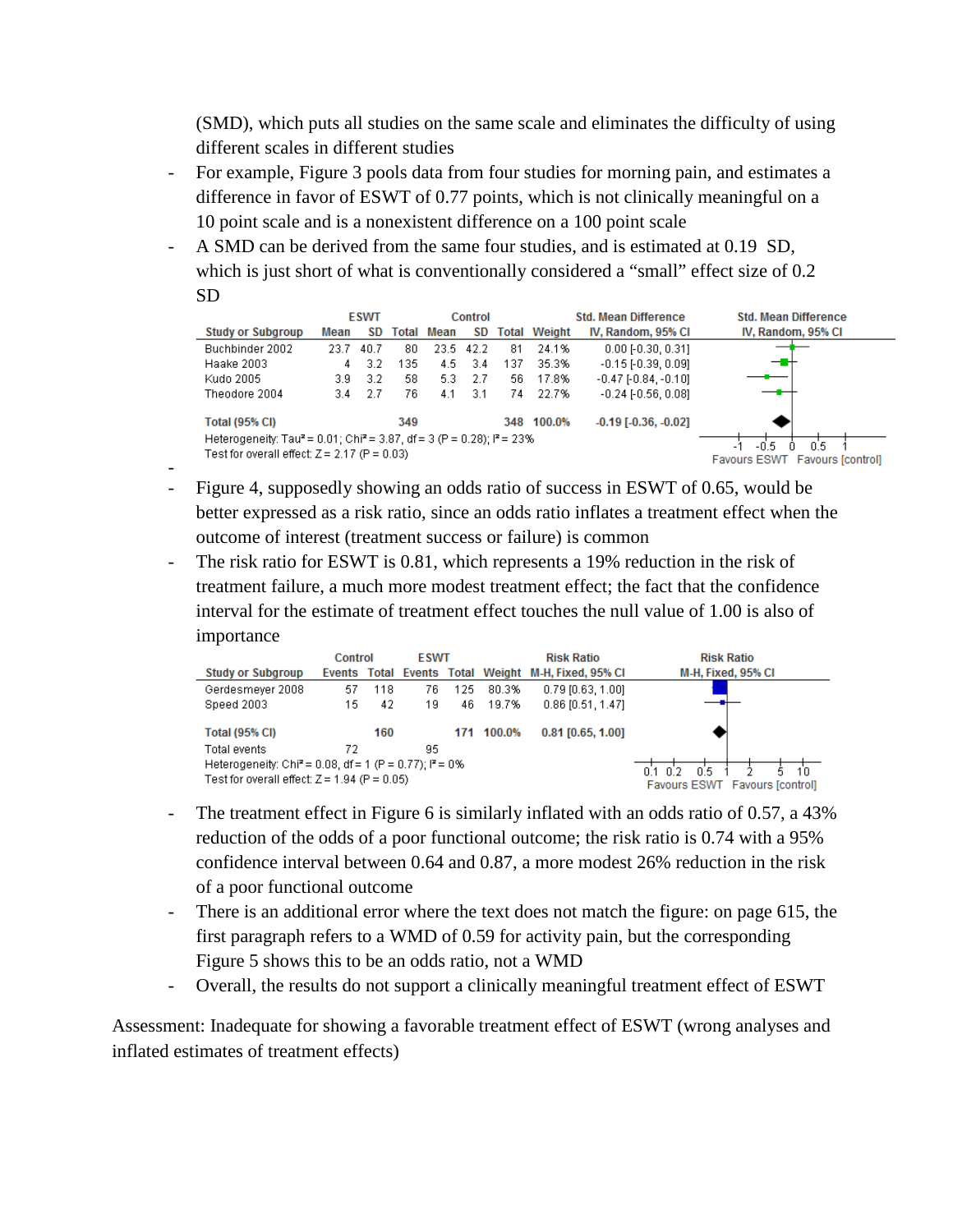(SMD), which puts all studies on the same scale and eliminates the difficulty of using different scales in different studies

- For example, Figure 3 pools data from four studies for morning pain, and estimates a difference in favor of ESWT of 0.77 points, which is not clinically meaningful on a 10 point scale and is a nonexistent difference on a 100 point scale
- A SMD can be derived from the same four studies, and is estimated at 0.19 SD, which is just short of what is conventionally considered a "small" effect size of 0.2 SD

| | ESWT | | | Control | | | | Std. Mean Difference |
|---|---|---|---|---|---|---|---|---|
| Study or Subgroup | Mean | SD | Total | Mean | SD | Total | Weight | IV, Random, 95% CI |
| Buchbinder 2002 | 23.7 | 40.7 | 80 | 23.5 | 42.2 | 81 | 24.1% | 0.00 [-0.30, 0.31] |
| Haake 2003 | 4 | 3.2 | 135 | 4.5 | 3.4 | 137 | 35.3% | -0.15 [-0.39, 0.09] |
| Kudo 2005 | 3.9 | 3.2 | 58 | 5.3 | 2.7 | 56 | 17.8% | -0.47 [-0.84, -0.10] |
| Theodore 2004 | 3.4 | 2.7 | 76 | 4.1 | 3.1 | 74 | 22.7% | -0.24 [-0.56, 0.08] |
| **Total (95% CI)** | | | **349** | | | **348** | **100.0%** | **-0.19 [-0.36, -0.02]** |

Heterogeneity: Tau² = 0.01; Chi² = 3.87, df = 3 (P = 0.28); I² = 23%

Test for overall effect: Z = 2.17 (P = 0.03)

Std. Mean Difference

IV, Random, 95% CI

-1 -0.5 0 0.5 1

Favours ESWT Favours [control]

-

- Figure 4, supposedly showing an odds ratio of success in ESWT of 0.65, would be better expressed as a risk ratio, since an odds ratio inflates a treatment effect when the outcome of interest (treatment success or failure) is common
- The risk ratio for ESWT is 0.81, which represents a 19% reduction in the risk of treatment failure, a much more modest treatment effect; the fact that the confidence interval for the estimate of treatment effect touches the null value of 1.00 is also of importance

| | Control | | ESWT | | | Risk Ratio |
|---|---|---|---|---|---|---|
| Study or Subgroup | Events | Total | Events | Total | Weight | M-H, Fixed, 95% CI |
| Gerdesmeyer 2008 | 57 | 118 | 76 | 125 | 80.3% | 0.79 [0.63, 1.00] |
| Speed 2003 | 15 | 42 | 19 | 46 | 19.7% | 0.86 [0.51, 1.47] |
| **Total (95% CI)** | | **160** | | **171** | **100.0%** | **0.81 [0.65, 1.00]** |
| Total events | 72 | | 95 | | | |

Heterogeneity: Chi² = 0.08, df = 1 (P = 0.77); I² = 0%

Test for overall effect: Z = 1.94 (P = 0.05)

Risk Ratio

M-H, Fixed, 95% CI

0.1 0.2 0.5 1 2 5 10

Favours ESWT Favours [control]

- The treatment effect in Figure 6 is similarly inflated with an odds ratio of 0.57, a 43% reduction of the odds of a poor functional outcome; the risk ratio is 0.74 with a 95% confidence interval between 0.64 and 0.87, a more modest 26% reduction in the risk of a poor functional outcome
- There is an additional error where the text does not match the figure: on page 615, the first paragraph refers to a WMD of 0.59 for activity pain, but the corresponding Figure 5 shows this to be an odds ratio, not a WMD
- Overall, the results do not support a clinically meaningful treatment effect of ESWT

Assessment: Inadequate for showing a favorable treatment effect of ESWT (wrong analyses and inflated estimates of treatment effects)